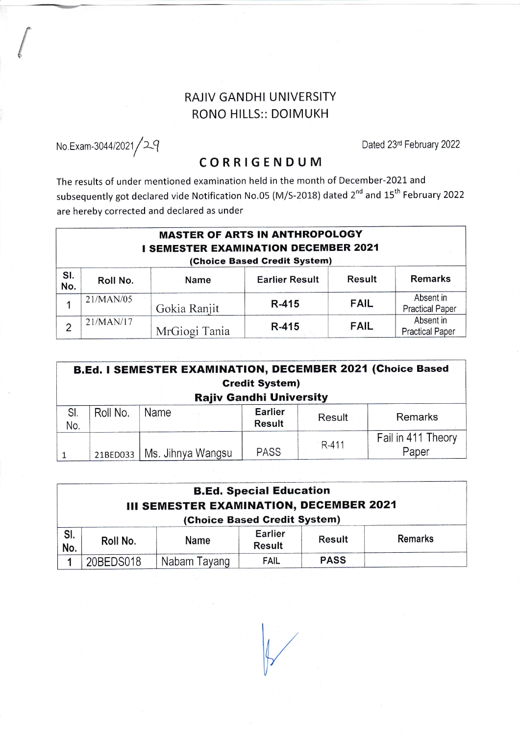# RAJIV GANDHI UNIVERSITY
## RONO HILLS:: DOIMUKH

No.Exam-3044/2021/29

Dated 23rd February 2022

## CORRIGENDUM

The results of under mentioned examination held in the month of December-2021 and subsequently got declared vide Notification No.05 (M/S-2018) dated 2nd and 15th February 2022 are hereby corrected and declared as under

| **MASTER OF ARTS IN ANTHROPOLOGY I SEMESTER EXAMINATION DECEMBER 2021 (Choice Based Credit System)** | | | | | |
|---|---|---|---|---|---|
| **Sl. No.** | **Roll No.** | **Name** | **Earlier Result** | **Result** | **Remarks** |
| 1 | 21/MAN/05 | Gokia Ranjit | **R-415** | **FAIL** | Absent in Practical Paper |
| 2 | 21/MAN/17 | MrGiogi Tania | **R-415** | **FAIL** | Absent in Practical Paper |

| **B.Ed. I SEMESTER EXAMINATION, DECEMBER 2021 (Choice Based Credit System) Rajiv Gandhi University** | | | | | |
|---|---|---|---|---|---|
| Sl. No. | Roll No. | Name | **Earlier Result** | Result | Remarks |
| 1 | 21BED033 | Ms. Jihnya Wangsu | PASS | R-411 | Fail in 411 Theory Paper |

| **B.Ed. Special Education III SEMESTER EXAMINATION, DECEMBER 2021 (Choice Based Credit System)** | | | | | |
|---|---|---|---|---|---|
| **Sl. No.** | **Roll No.** | **Name** | **Earlier Result** | **Result** | **Remarks** |
| 1 | 20BEDS018 | Nabam Tayang | FAIL | **PASS** | |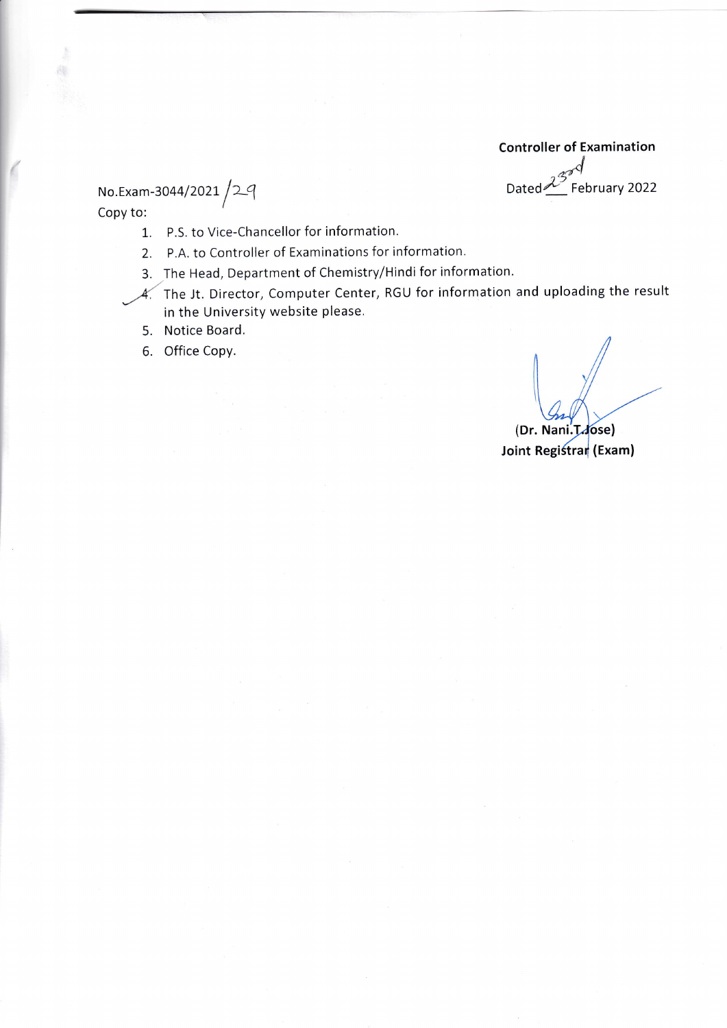**Controller of Examination**

No.Exam-3044/2021 /29

Dated 23rd February 2022

Copy to:

1. P.S. to Vice-Chancellor for information.
2. P.A. to Controller of Examinations for information.
3. The Head, Department of Chemistry/Hindi for information.
4. The Jt. Director, Computer Center, RGU for information and uploading the result in the University website please.
5. Notice Board.
6. Office Copy.

**(Dr. Nani.T.Jose)**
**Joint Registrar (Exam)**